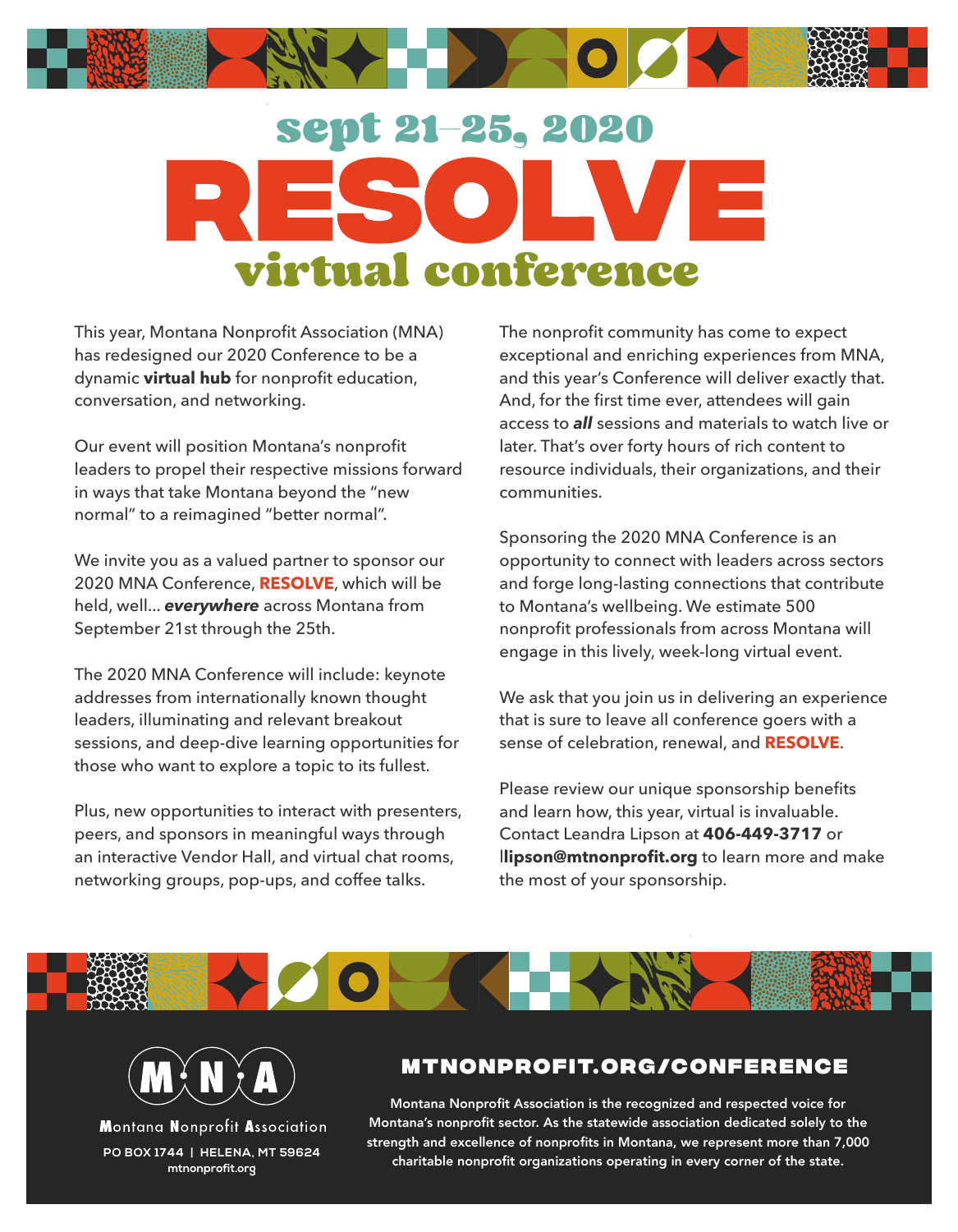## sept 21–25, 2020

# RESOLVE

## virtual conference

This year, Montana Nonprofit Association (MNA) has redesigned our 2020 Conference to be a dynamic **virtual hub** for nonprofit education, conversation, and networking.

Our event will position Montana's nonprofit leaders to propel their respective missions forward in ways that take Montana beyond the "new normal" to a reimagined "better normal".

We invite you as a valued partner to sponsor our 2020 MNA Conference, **RESOLVE**, which will be held, well... ***everywhere*** across Montana from September 21st through the 25th.

The 2020 MNA Conference will include: keynote addresses from internationally known thought leaders, illuminating and relevant breakout sessions, and deep-dive learning opportunities for those who want to explore a topic to its fullest.

Plus, new opportunities to interact with presenters, peers, and sponsors in meaningful ways through an interactive Vendor Hall, and virtual chat rooms, networking groups, pop-ups, and coffee talks.

The nonprofit community has come to expect exceptional and enriching experiences from MNA, and this year's Conference will deliver exactly that. And, for the first time ever, attendees will gain access to ***all*** sessions and materials to watch live or later. That's over forty hours of rich content to resource individuals, their organizations, and their communities.

Sponsoring the 2020 MNA Conference is an opportunity to connect with leaders across sectors and forge long-lasting connections that contribute to Montana's wellbeing. We estimate 500 nonprofit professionals from across Montana will engage in this lively, week-long virtual event.

We ask that you join us in delivering an experience that is sure to leave all conference goers with a sense of celebration, renewal, and **RESOLVE**.

Please review our unique sponsorship benefits and learn how, this year, virtual is invaluable. Contact Leandra Lipson at **406-449-3717** or **llipson@mtnonprofit.org** to learn more and make the most of your sponsorship.

M·N·A

Montana Nonprofit Association

PO BOX 1744 | HELENA, MT 59624

mtnonprofit.org

## MTNONPROFIT.ORG/CONFERENCE

Montana Nonprofit Association is the recognized and respected voice for Montana's nonprofit sector. As the statewide association dedicated solely to the strength and excellence of nonprofits in Montana, we represent more than 7,000 charitable nonprofit organizations operating in every corner of the state.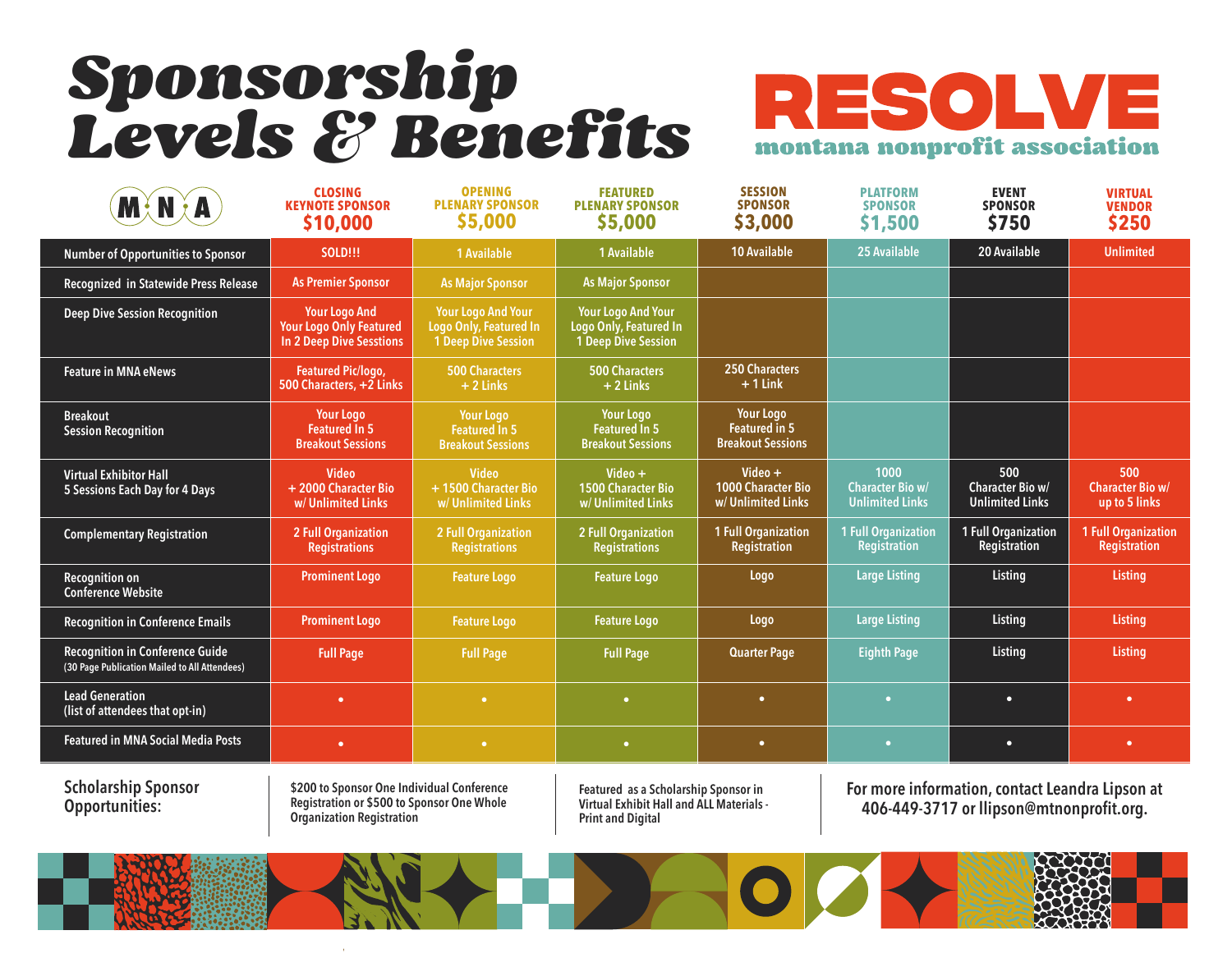# Sponsorship Levels & Benefits

**RESOLVE**
montana nonprofit association

| M·N·A | CLOSING KEYNOTE SPONSOR $10,000 | OPENING PLENARY SPONSOR $5,000 | FEATURED PLENARY SPONSOR $5,000 | SESSION SPONSOR $3,000 | PLATFORM SPONSOR $1,500 | EVENT SPONSOR $750 | VIRTUAL VENDOR $250 |
|---|---|---|---|---|---|---|---|
| Number of Opportunities to Sponsor | SOLD!!! | 1 Available | 1 Available | 10 Available | 25 Available | 20 Available | Unlimited |
| Recognized in Statewide Press Release | As Premier Sponsor | As Major Sponsor | As Major Sponsor | | | | |
| Deep Dive Session Recognition | Your Logo And Your Logo Only Featured In 2 Deep Dive Sesstions | Your Logo And Your Logo Only, Featured In 1 Deep Dive Session | Your Logo And Your Logo Only, Featured In 1 Deep Dive Session | | | | |
| Feature in MNA eNews | Featured Pic/logo, 500 Characters, +2 Links | 500 Characters + 2 Links | 500 Characters + 2 Links | 250 Characters + 1 Link | | | |
| Breakout Session Recognition | Your Logo Featured In 5 Breakout Sessions | Your Logo Featured In 5 Breakout Sessions | Your Logo Featured In 5 Breakout Sessions | Your Logo Featured in 5 Breakout Sessions | | | |
| Virtual Exhibitor Hall 5 Sessions Each Day for 4 Days | Video + 2000 Character Bio w/ Unlimited Links | Video + 1500 Character Bio w/ Unlimited Links | Video + 1500 Character Bio w/ Unlimited Links | Video + 1000 Character Bio w/ Unlimited Links | 1000 Character Bio w/ Unlimited Links | 500 Character Bio w/ Unlimited Links | 500 Character Bio w/ up to 5 links |
| Complementary Registration | 2 Full Organization Registrations | 2 Full Organization Registrations | 2 Full Organization Registrations | 1 Full Organization Registration | 1 Full Organization Registration | 1 Full Organization Registration | 1 Full Organization Registration |
| Recognition on Conference Website | Prominent Logo | Feature Logo | Feature Logo | Logo | Large Listing | Listing | Listing |
| Recognition in Conference Emails | Prominent Logo | Feature Logo | Feature Logo | Logo | Large Listing | Listing | Listing |
| Recognition in Conference Guide (30 Page Publication Mailed to All Attendees) | Full Page | Full Page | Full Page | Quarter Page | Eighth Page | Listing | Listing |
| Lead Generation (list of attendees that opt-in) | • | • | • | • | • | • | • |
| Featured in MNA Social Media Posts | • | • | • | • | • | • | • |

**Scholarship Sponsor Opportunities:**

$200 to Sponsor One Individual Conference Registration or $500 to Sponsor One Whole Organization Registration

Featured as a Scholarship Sponsor in Virtual Exhibit Hall and ALL Materials - Print and Digital

For more information, contact Leandra Lipson at 406-449-3717 or llipson@mtnonprofit.org.